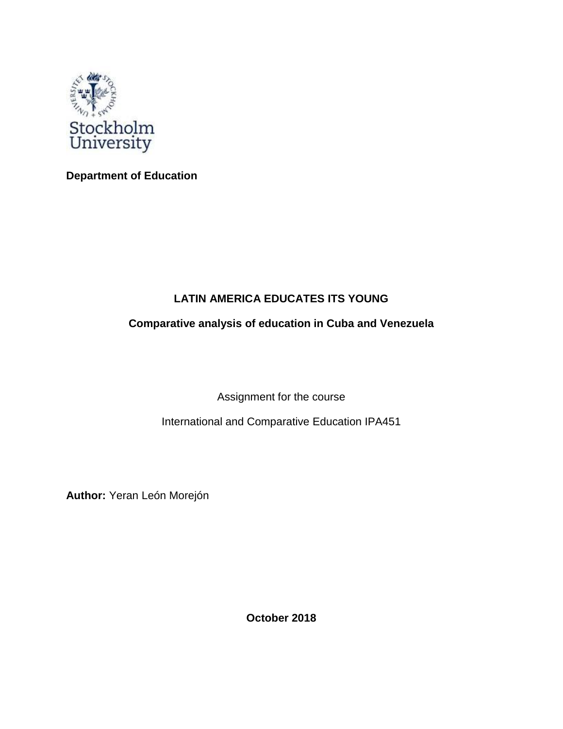Stockholm University

**Department of Education**

# LATIN AMERICA EDUCATES ITS YOUNG

## Comparative analysis of education in Cuba and Venezuela

Assignment for the course

International and Comparative Education IPA451

**Author:** Yeran León Morejón

**October 2018**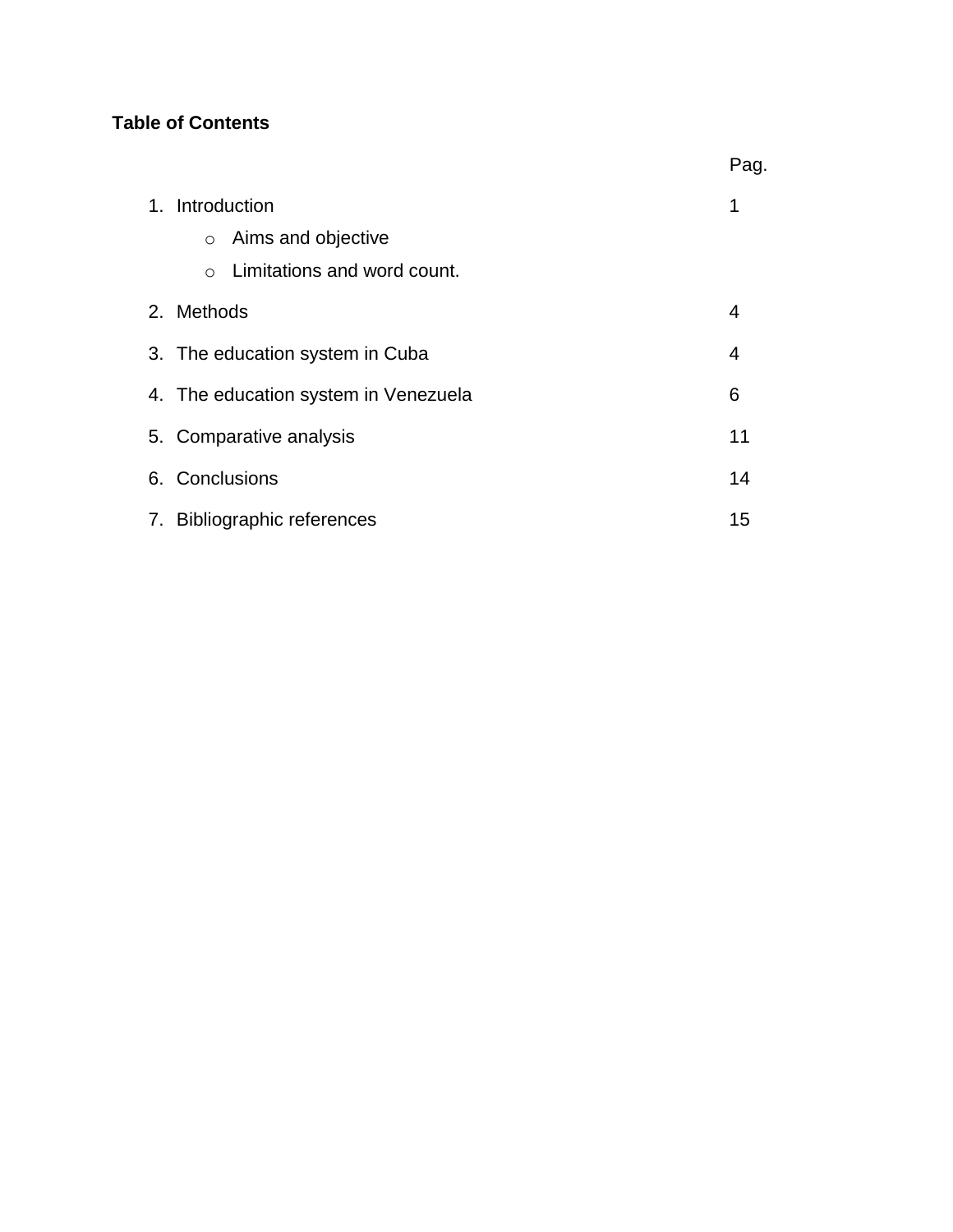**Table of Contents**

| | Pag. |
|---|---|
| 1. Introduction | 1 |
| &nbsp;&nbsp;&nbsp;&nbsp;o Aims and objective | |
| &nbsp;&nbsp;&nbsp;&nbsp;o Limitations and word count. | |
| 2. Methods | 4 |
| 3. The education system in Cuba | 4 |
| 4. The education system in Venezuela | 6 |
| 5. Comparative analysis | 11 |
| 6. Conclusions | 14 |
| 7. Bibliographic references | 15 |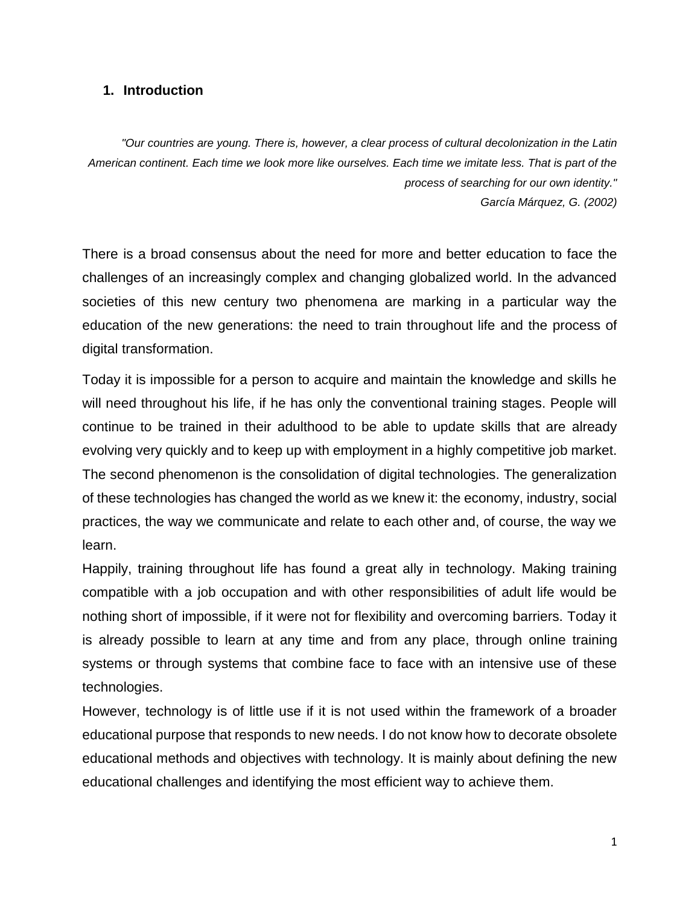## 1. Introduction

*"Our countries are young. There is, however, a clear process of cultural decolonization in the Latin American continent. Each time we look more like ourselves. Each time we imitate less. That is part of the process of searching for our own identity."*
*García Márquez, G. (2002)*

There is a broad consensus about the need for more and better education to face the challenges of an increasingly complex and changing globalized world. In the advanced societies of this new century two phenomena are marking in a particular way the education of the new generations: the need to train throughout life and the process of digital transformation.

Today it is impossible for a person to acquire and maintain the knowledge and skills he will need throughout his life, if he has only the conventional training stages. People will continue to be trained in their adulthood to be able to update skills that are already evolving very quickly and to keep up with employment in a highly competitive job market. The second phenomenon is the consolidation of digital technologies. The generalization of these technologies has changed the world as we knew it: the economy, industry, social practices, the way we communicate and relate to each other and, of course, the way we learn.

Happily, training throughout life has found a great ally in technology. Making training compatible with a job occupation and with other responsibilities of adult life would be nothing short of impossible, if it were not for flexibility and overcoming barriers. Today it is already possible to learn at any time and from any place, through online training systems or through systems that combine face to face with an intensive use of these technologies.

However, technology is of little use if it is not used within the framework of a broader educational purpose that responds to new needs. I do not know how to decorate obsolete educational methods and objectives with technology. It is mainly about defining the new educational challenges and identifying the most efficient way to achieve them.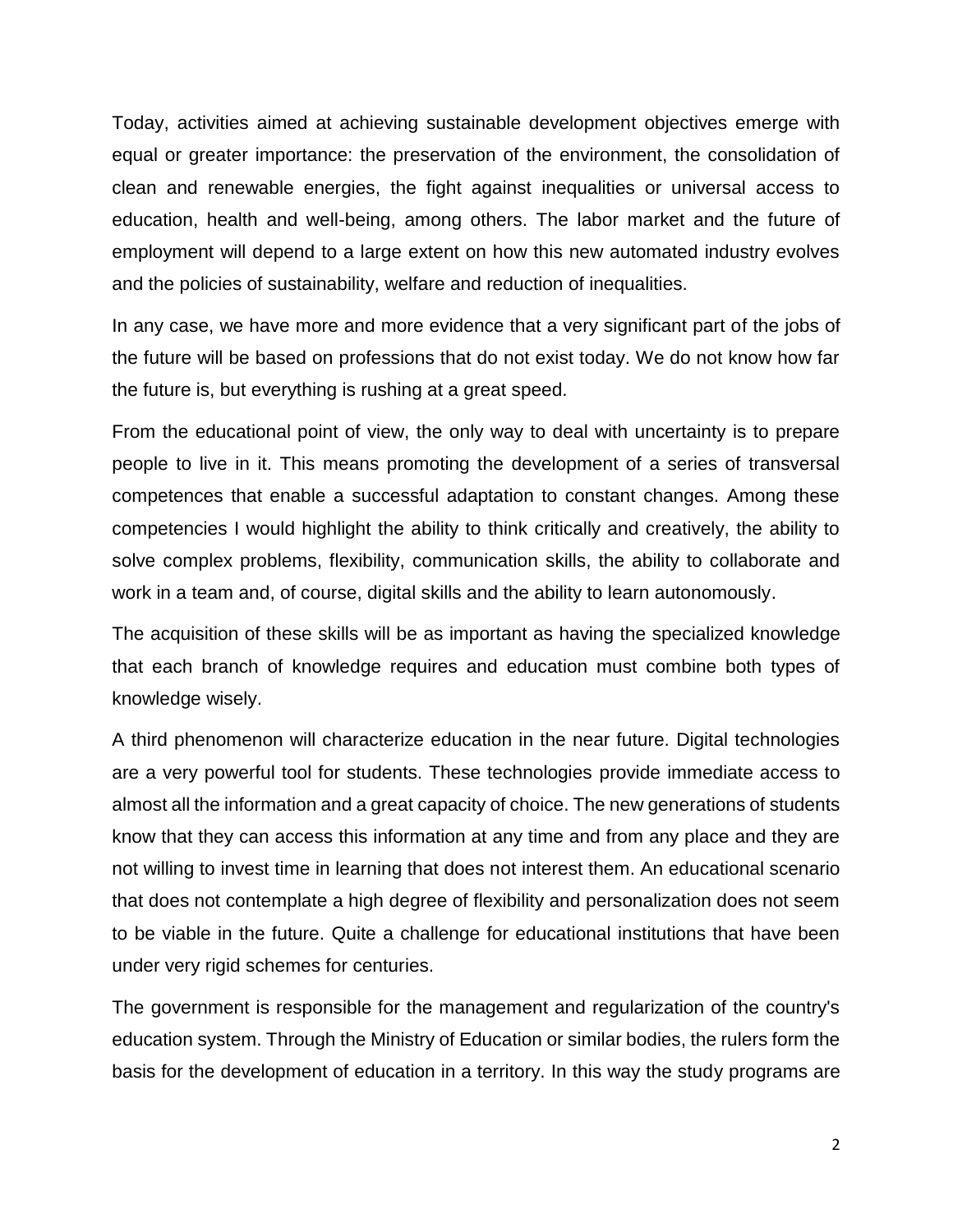Today, activities aimed at achieving sustainable development objectives emerge with equal or greater importance: the preservation of the environment, the consolidation of clean and renewable energies, the fight against inequalities or universal access to education, health and well-being, among others. The labor market and the future of employment will depend to a large extent on how this new automated industry evolves and the policies of sustainability, welfare and reduction of inequalities.

In any case, we have more and more evidence that a very significant part of the jobs of the future will be based on professions that do not exist today. We do not know how far the future is, but everything is rushing at a great speed.

From the educational point of view, the only way to deal with uncertainty is to prepare people to live in it. This means promoting the development of a series of transversal competences that enable a successful adaptation to constant changes. Among these competencies I would highlight the ability to think critically and creatively, the ability to solve complex problems, flexibility, communication skills, the ability to collaborate and work in a team and, of course, digital skills and the ability to learn autonomously.

The acquisition of these skills will be as important as having the specialized knowledge that each branch of knowledge requires and education must combine both types of knowledge wisely.

A third phenomenon will characterize education in the near future. Digital technologies are a very powerful tool for students. These technologies provide immediate access to almost all the information and a great capacity of choice. The new generations of students know that they can access this information at any time and from any place and they are not willing to invest time in learning that does not interest them. An educational scenario that does not contemplate a high degree of flexibility and personalization does not seem to be viable in the future. Quite a challenge for educational institutions that have been under very rigid schemes for centuries.

The government is responsible for the management and regularization of the country's education system. Through the Ministry of Education or similar bodies, the rulers form the basis for the development of education in a territory. In this way the study programs are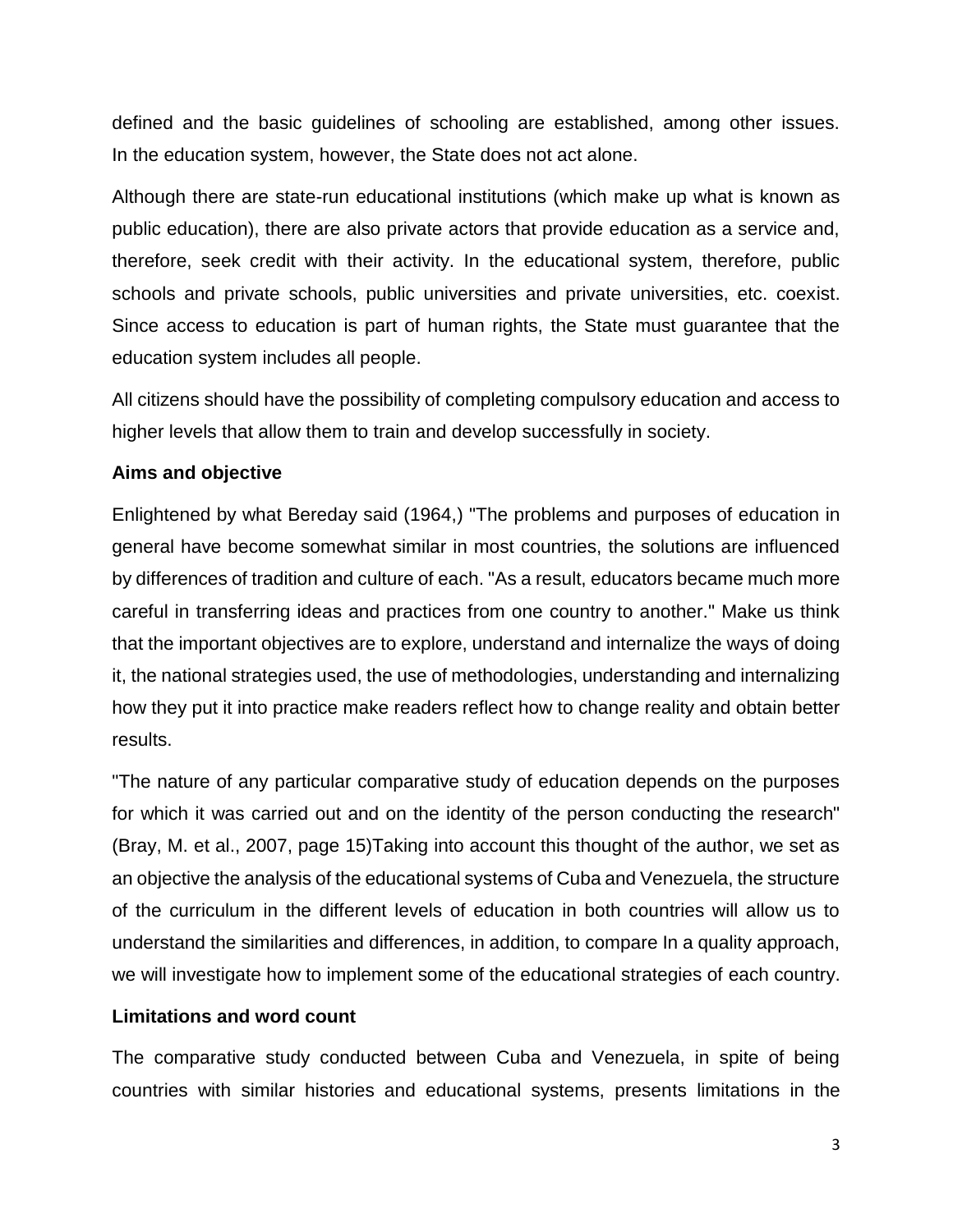defined and the basic guidelines of schooling are established, among other issues. In the education system, however, the State does not act alone.

Although there are state-run educational institutions (which make up what is known as public education), there are also private actors that provide education as a service and, therefore, seek credit with their activity. In the educational system, therefore, public schools and private schools, public universities and private universities, etc. coexist. Since access to education is part of human rights, the State must guarantee that the education system includes all people.

All citizens should have the possibility of completing compulsory education and access to higher levels that allow them to train and develop successfully in society.

**Aims and objective**

Enlightened by what Bereday said (1964,) "The problems and purposes of education in general have become somewhat similar in most countries, the solutions are influenced by differences of tradition and culture of each. "As a result, educators became much more careful in transferring ideas and practices from one country to another." Make us think that the important objectives are to explore, understand and internalize the ways of doing it, the national strategies used, the use of methodologies, understanding and internalizing how they put it into practice make readers reflect how to change reality and obtain better results.

"The nature of any particular comparative study of education depends on the purposes for which it was carried out and on the identity of the person conducting the research" (Bray, M. et al., 2007, page 15)Taking into account this thought of the author, we set as an objective the analysis of the educational systems of Cuba and Venezuela, the structure of the curriculum in the different levels of education in both countries will allow us to understand the similarities and differences, in addition, to compare In a quality approach, we will investigate how to implement some of the educational strategies of each country.

**Limitations and word count**

The comparative study conducted between Cuba and Venezuela, in spite of being countries with similar histories and educational systems, presents limitations in the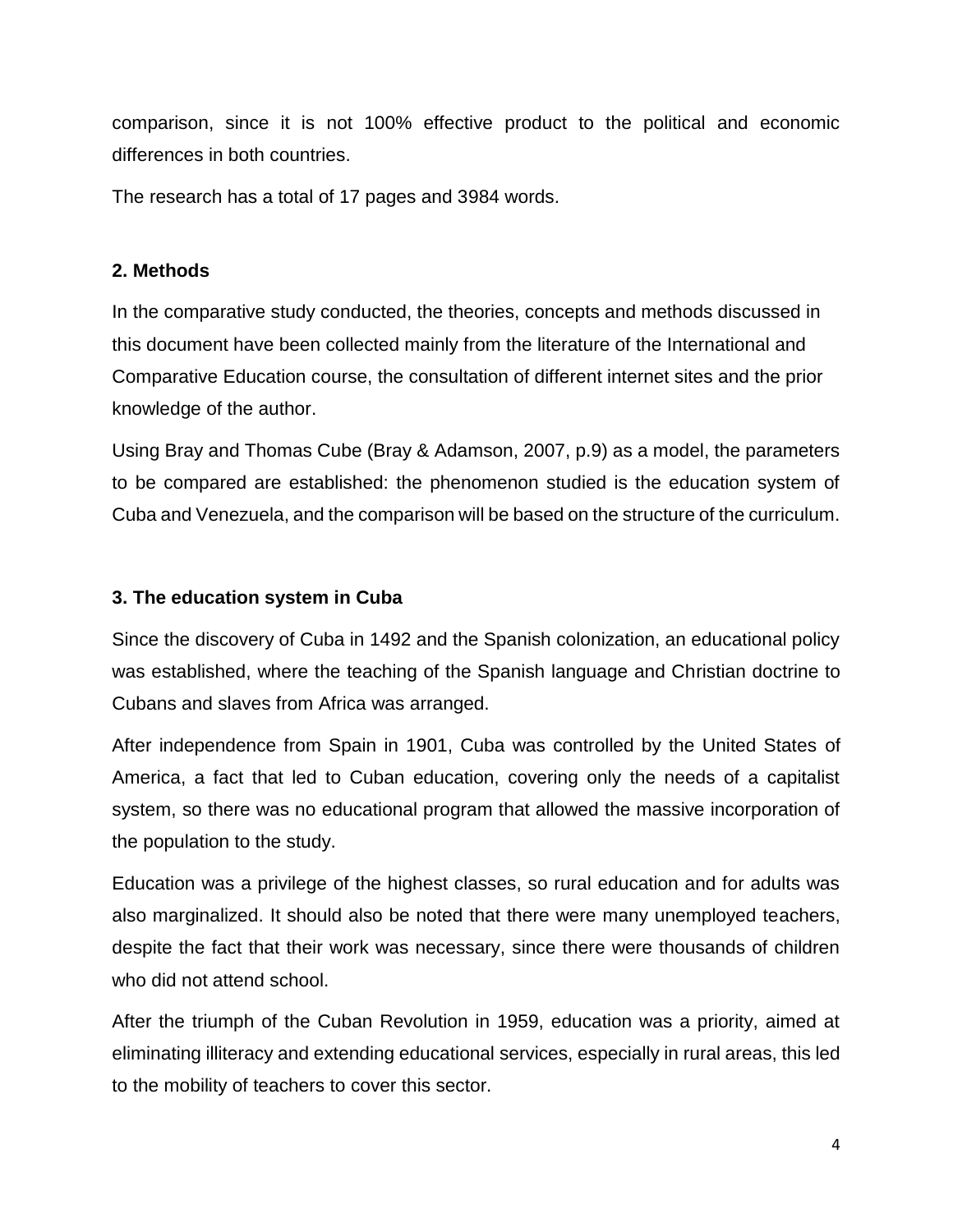comparison, since it is not 100% effective product to the political and economic differences in both countries.

The research has a total of 17 pages and 3984 words.

## 2. Methods

In the comparative study conducted, the theories, concepts and methods discussed in this document have been collected mainly from the literature of the International and Comparative Education course, the consultation of different internet sites and the prior knowledge of the author.

Using Bray and Thomas Cube (Bray & Adamson, 2007, p.9) as a model, the parameters to be compared are established: the phenomenon studied is the education system of Cuba and Venezuela, and the comparison will be based on the structure of the curriculum.

## 3. The education system in Cuba

Since the discovery of Cuba in 1492 and the Spanish colonization, an educational policy was established, where the teaching of the Spanish language and Christian doctrine to Cubans and slaves from Africa was arranged.

After independence from Spain in 1901, Cuba was controlled by the United States of America, a fact that led to Cuban education, covering only the needs of a capitalist system, so there was no educational program that allowed the massive incorporation of the population to the study.

Education was a privilege of the highest classes, so rural education and for adults was also marginalized. It should also be noted that there were many unemployed teachers, despite the fact that their work was necessary, since there were thousands of children who did not attend school.

After the triumph of the Cuban Revolution in 1959, education was a priority, aimed at eliminating illiteracy and extending educational services, especially in rural areas, this led to the mobility of teachers to cover this sector.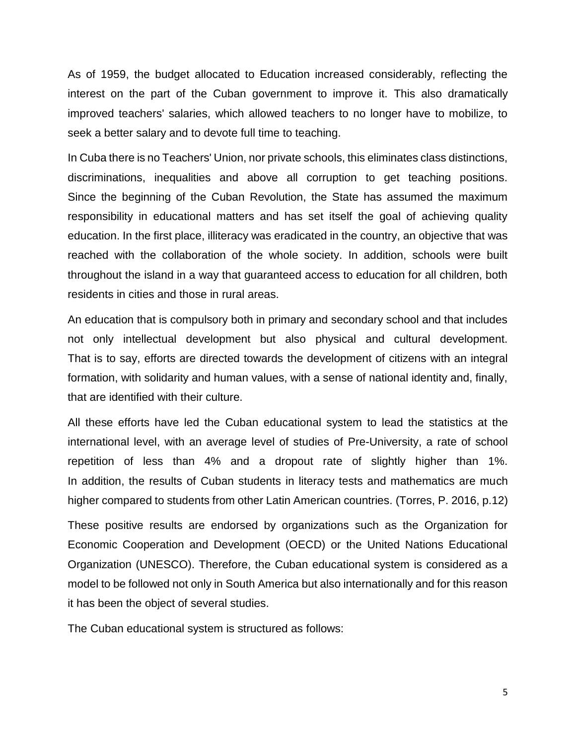As of 1959, the budget allocated to Education increased considerably, reflecting the interest on the part of the Cuban government to improve it. This also dramatically improved teachers' salaries, which allowed teachers to no longer have to mobilize, to seek a better salary and to devote full time to teaching.

In Cuba there is no Teachers' Union, nor private schools, this eliminates class distinctions, discriminations, inequalities and above all corruption to get teaching positions. Since the beginning of the Cuban Revolution, the State has assumed the maximum responsibility in educational matters and has set itself the goal of achieving quality education. In the first place, illiteracy was eradicated in the country, an objective that was reached with the collaboration of the whole society. In addition, schools were built throughout the island in a way that guaranteed access to education for all children, both residents in cities and those in rural areas.

An education that is compulsory both in primary and secondary school and that includes not only intellectual development but also physical and cultural development. That is to say, efforts are directed towards the development of citizens with an integral formation, with solidarity and human values, with a sense of national identity and, finally, that are identified with their culture.

All these efforts have led the Cuban educational system to lead the statistics at the international level, with an average level of studies of Pre-University, a rate of school repetition of less than 4% and a dropout rate of slightly higher than 1%. In addition, the results of Cuban students in literacy tests and mathematics are much higher compared to students from other Latin American countries. (Torres, P. 2016, p.12)

These positive results are endorsed by organizations such as the Organization for Economic Cooperation and Development (OECD) or the United Nations Educational Organization (UNESCO). Therefore, the Cuban educational system is considered as a model to be followed not only in South America but also internationally and for this reason it has been the object of several studies.

The Cuban educational system is structured as follows: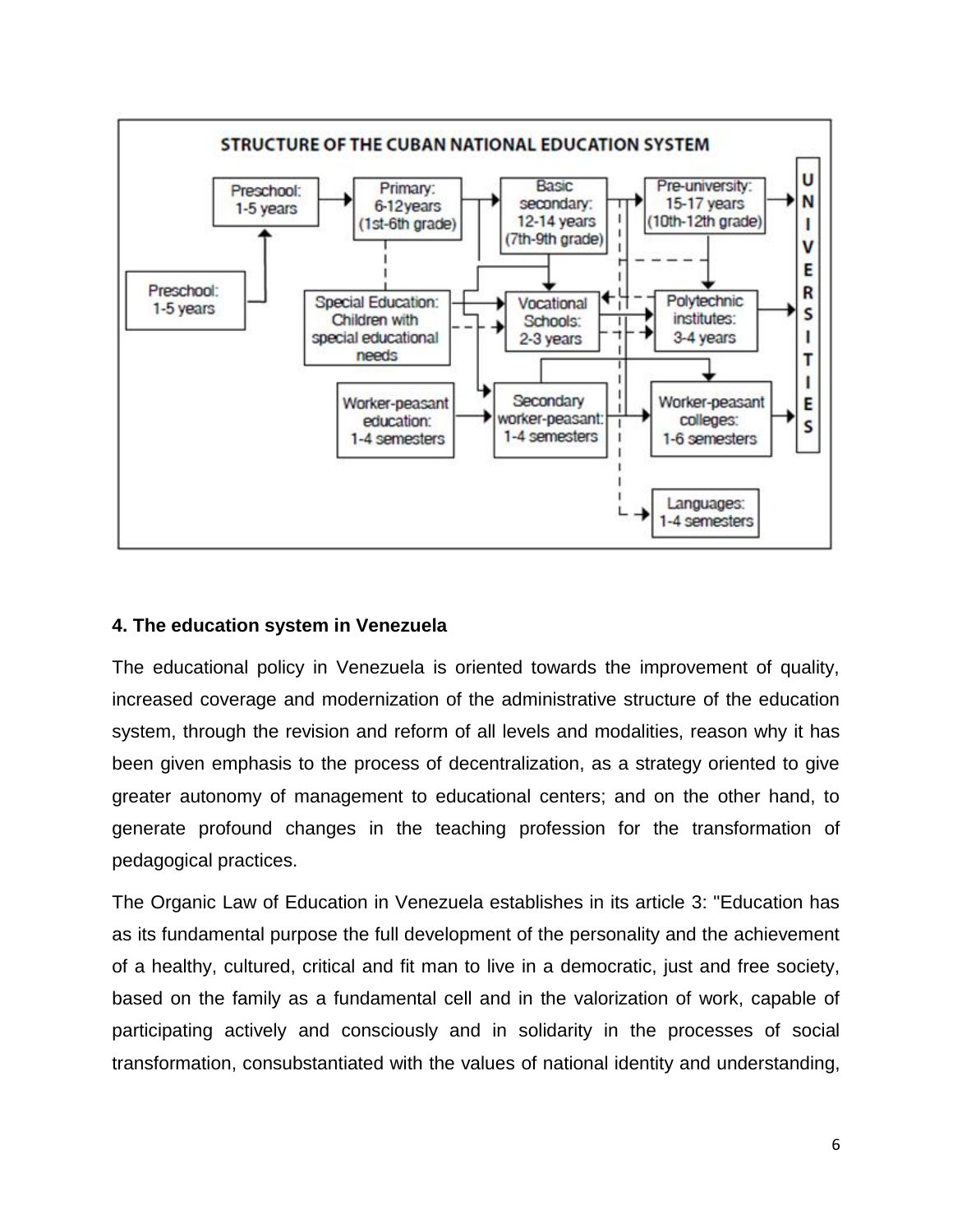**STRUCTURE OF THE CUBAN NATIONAL EDUCATION SYSTEM**

- Preschool: 1-5 years
- Primary: 6-12years (1st-6th grade)
- Basic secondary: 12-14 years (7th-9th grade)
- Pre-university: 15-17 years (10th-12th grade)
- Preschool: 1-5 years
- Special Education: Children with special educational needs
- Vocational Schools: 2-3 years
- Polytechnic institutes: 3-4 years
- Worker-peasant education: 1-4 semesters
- Secondary worker-peasant: 1-4 semesters
- Worker-peasant colleges: 1-6 semesters
- Languages: 1-4 semesters
- UNIVERSITIES

#### 4. The education system in Venezuela

The educational policy in Venezuela is oriented towards the improvement of quality, increased coverage and modernization of the administrative structure of the education system, through the revision and reform of all levels and modalities, reason why it has been given emphasis to the process of decentralization, as a strategy oriented to give greater autonomy of management to educational centers; and on the other hand, to generate profound changes in the teaching profession for the transformation of pedagogical practices.

The Organic Law of Education in Venezuela establishes in its article 3: "Education has as its fundamental purpose the full development of the personality and the achievement of a healthy, cultured, critical and fit man to live in a democratic, just and free society, based on the family as a fundamental cell and in the valorization of work, capable of participating actively and consciously and in solidarity in the processes of social transformation, consubstantiated with the values of national identity and understanding,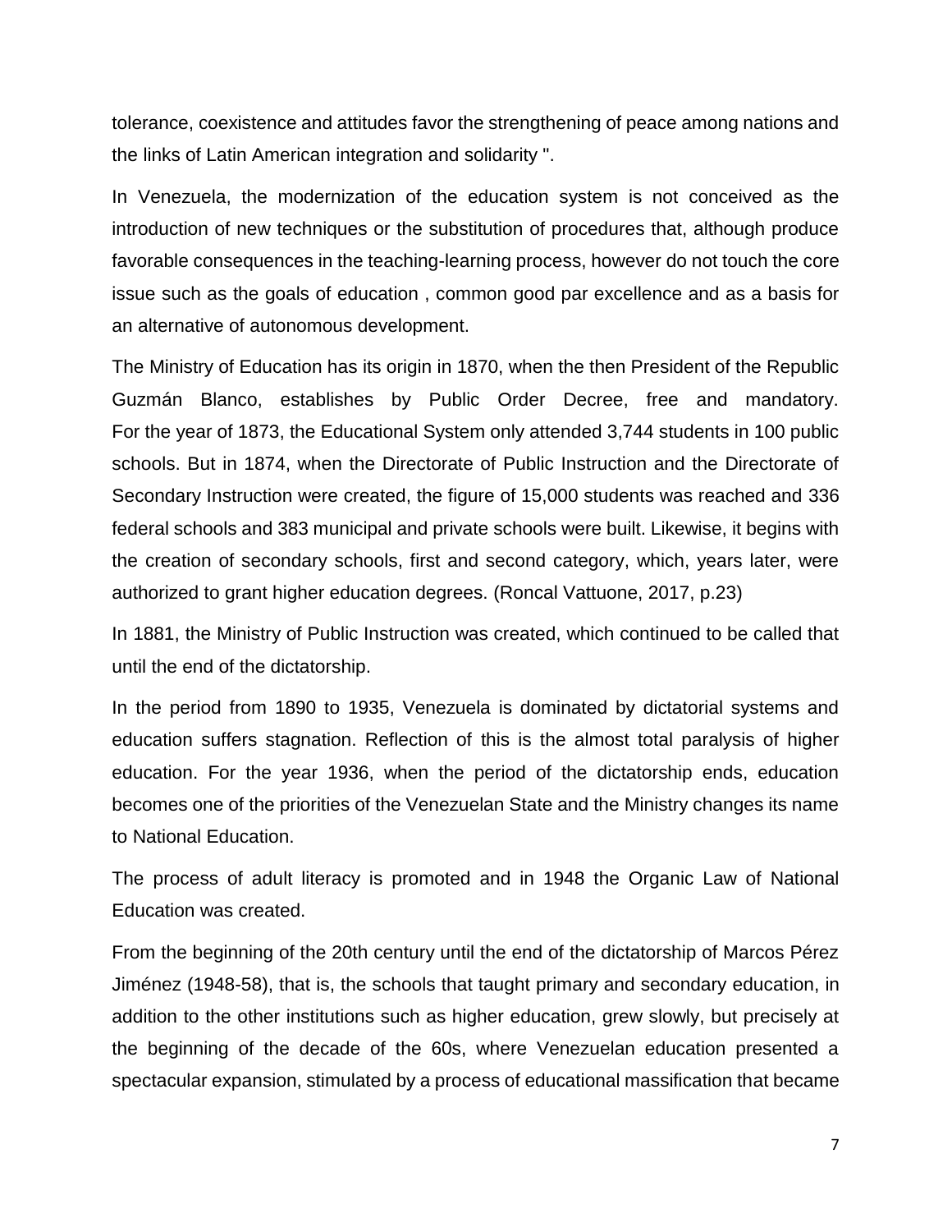tolerance, coexistence and attitudes favor the strengthening of peace among nations and the links of Latin American integration and solidarity ".

In Venezuela, the modernization of the education system is not conceived as the introduction of new techniques or the substitution of procedures that, although produce favorable consequences in the teaching-learning process, however do not touch the core issue such as the goals of education , common good par excellence and as a basis for an alternative of autonomous development.

The Ministry of Education has its origin in 1870, when the then President of the Republic Guzmán Blanco, establishes by Public Order Decree, free and mandatory. For the year of 1873, the Educational System only attended 3,744 students in 100 public schools. But in 1874, when the Directorate of Public Instruction and the Directorate of Secondary Instruction were created, the figure of 15,000 students was reached and 336 federal schools and 383 municipal and private schools were built. Likewise, it begins with the creation of secondary schools, first and second category, which, years later, were authorized to grant higher education degrees. (Roncal Vattuone, 2017, p.23)

In 1881, the Ministry of Public Instruction was created, which continued to be called that until the end of the dictatorship.

In the period from 1890 to 1935, Venezuela is dominated by dictatorial systems and education suffers stagnation. Reflection of this is the almost total paralysis of higher education. For the year 1936, when the period of the dictatorship ends, education becomes one of the priorities of the Venezuelan State and the Ministry changes its name to National Education.

The process of adult literacy is promoted and in 1948 the Organic Law of National Education was created.

From the beginning of the 20th century until the end of the dictatorship of Marcos Pérez Jiménez (1948-58), that is, the schools that taught primary and secondary education, in addition to the other institutions such as higher education, grew slowly, but precisely at the beginning of the decade of the 60s, where Venezuelan education presented a spectacular expansion, stimulated by a process of educational massification that became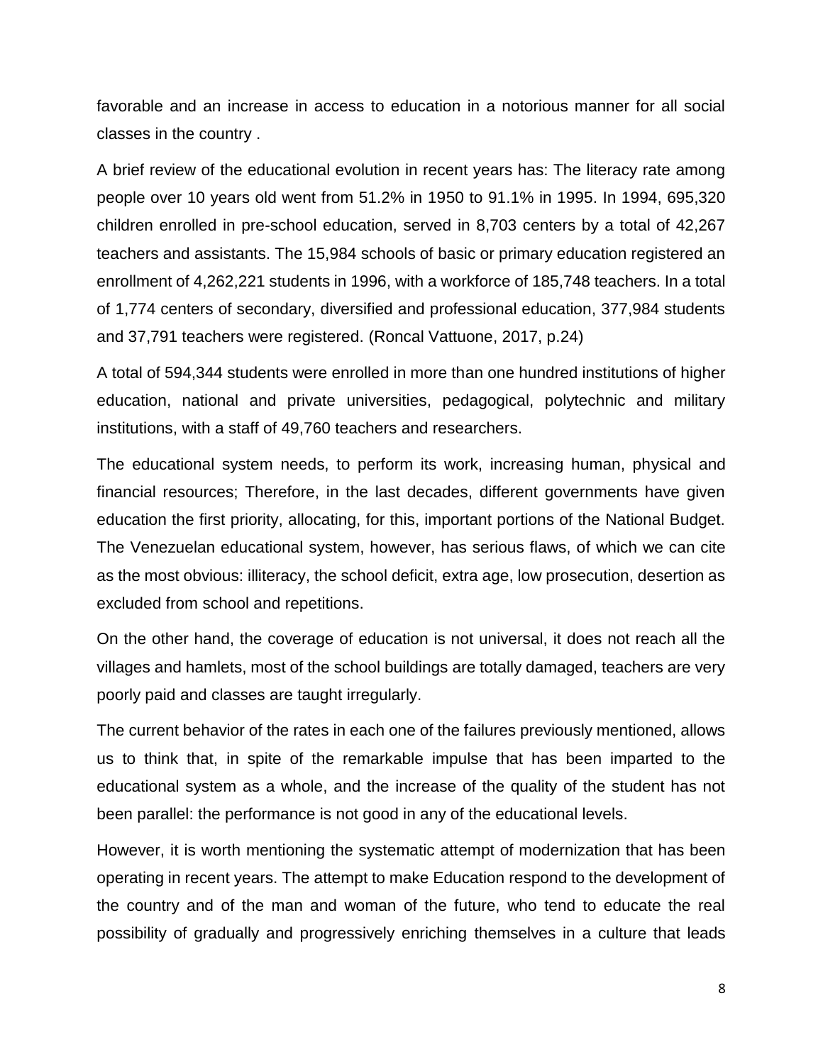favorable and an increase in access to education in a notorious manner for all social classes in the country .

A brief review of the educational evolution in recent years has: The literacy rate among people over 10 years old went from 51.2% in 1950 to 91.1% in 1995. In 1994, 695,320 children enrolled in pre-school education, served in 8,703 centers by a total of 42,267 teachers and assistants. The 15,984 schools of basic or primary education registered an enrollment of 4,262,221 students in 1996, with a workforce of 185,748 teachers. In a total of 1,774 centers of secondary, diversified and professional education, 377,984 students and 37,791 teachers were registered. (Roncal Vattuone, 2017, p.24)

A total of 594,344 students were enrolled in more than one hundred institutions of higher education, national and private universities, pedagogical, polytechnic and military institutions, with a staff of 49,760 teachers and researchers.

The educational system needs, to perform its work, increasing human, physical and financial resources; Therefore, in the last decades, different governments have given education the first priority, allocating, for this, important portions of the National Budget. The Venezuelan educational system, however, has serious flaws, of which we can cite as the most obvious: illiteracy, the school deficit, extra age, low prosecution, desertion as excluded from school and repetitions.

On the other hand, the coverage of education is not universal, it does not reach all the villages and hamlets, most of the school buildings are totally damaged, teachers are very poorly paid and classes are taught irregularly.

The current behavior of the rates in each one of the failures previously mentioned, allows us to think that, in spite of the remarkable impulse that has been imparted to the educational system as a whole, and the increase of the quality of the student has not been parallel: the performance is not good in any of the educational levels.

However, it is worth mentioning the systematic attempt of modernization that has been operating in recent years. The attempt to make Education respond to the development of the country and of the man and woman of the future, who tend to educate the real possibility of gradually and progressively enriching themselves in a culture that leads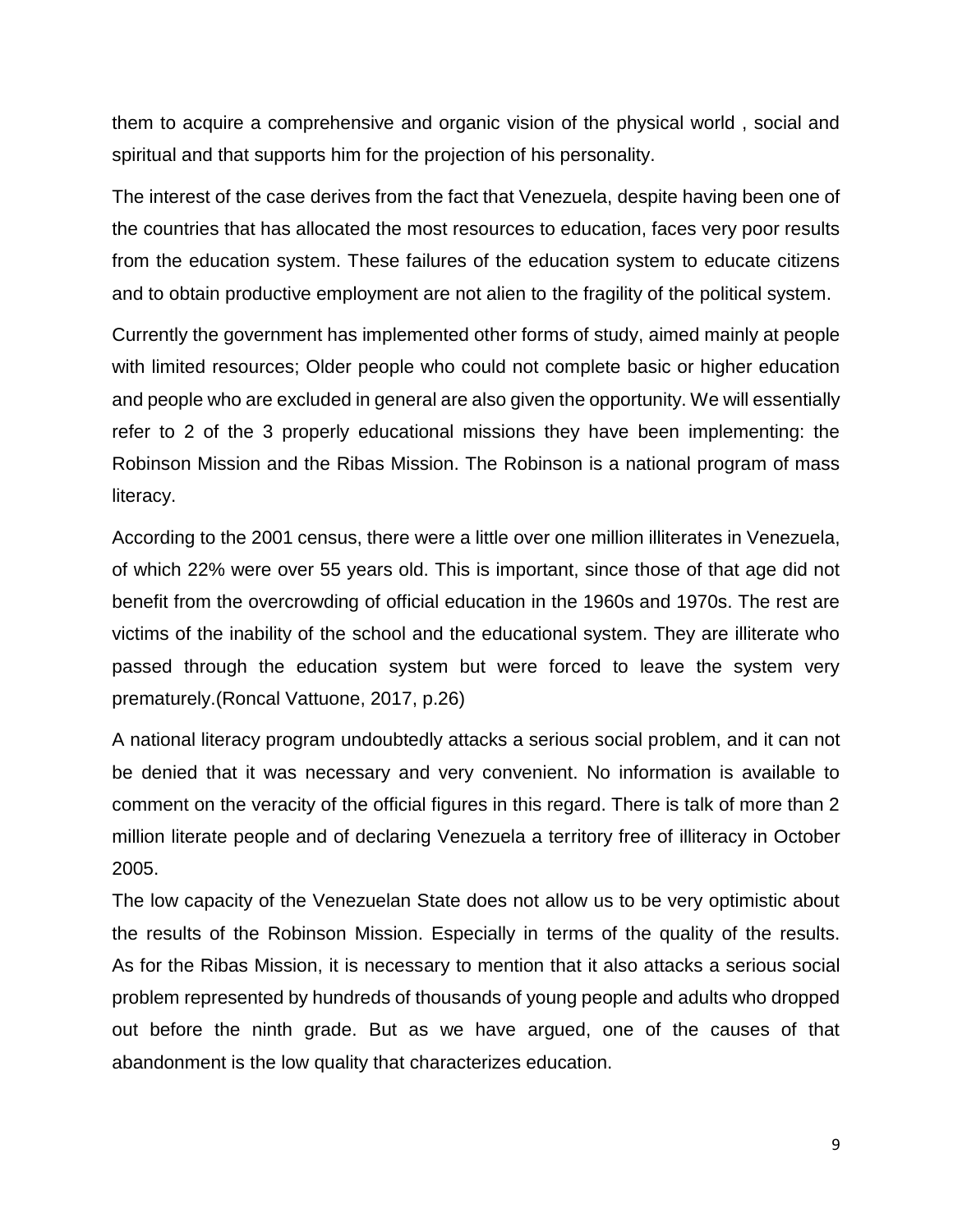them to acquire a comprehensive and organic vision of the physical world , social and spiritual and that supports him for the projection of his personality.

The interest of the case derives from the fact that Venezuela, despite having been one of the countries that has allocated the most resources to education, faces very poor results from the education system. These failures of the education system to educate citizens and to obtain productive employment are not alien to the fragility of the political system.

Currently the government has implemented other forms of study, aimed mainly at people with limited resources; Older people who could not complete basic or higher education and people who are excluded in general are also given the opportunity. We will essentially refer to 2 of the 3 properly educational missions they have been implementing: the Robinson Mission and the Ribas Mission. The Robinson is a national program of mass literacy.

According to the 2001 census, there were a little over one million illiterates in Venezuela, of which 22% were over 55 years old. This is important, since those of that age did not benefit from the overcrowding of official education in the 1960s and 1970s. The rest are victims of the inability of the school and the educational system. They are illiterate who passed through the education system but were forced to leave the system very prematurely.(Roncal Vattuone, 2017, p.26)

A national literacy program undoubtedly attacks a serious social problem, and it can not be denied that it was necessary and very convenient. No information is available to comment on the veracity of the official figures in this regard. There is talk of more than 2 million literate people and of declaring Venezuela a territory free of illiteracy in October 2005.

The low capacity of the Venezuelan State does not allow us to be very optimistic about the results of the Robinson Mission. Especially in terms of the quality of the results. As for the Ribas Mission, it is necessary to mention that it also attacks a serious social problem represented by hundreds of thousands of young people and adults who dropped out before the ninth grade. But as we have argued, one of the causes of that abandonment is the low quality that characterizes education.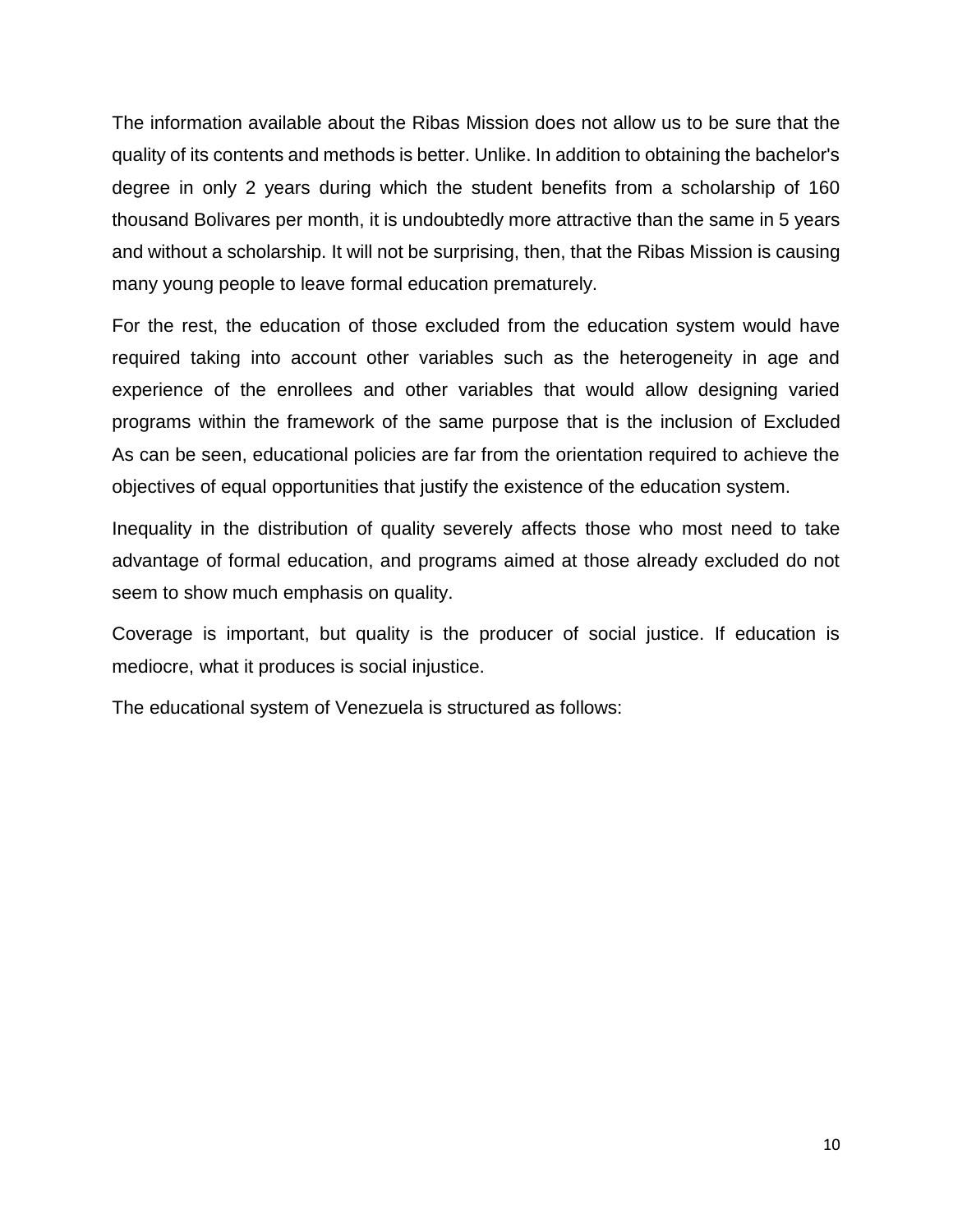The information available about the Ribas Mission does not allow us to be sure that the quality of its contents and methods is better. Unlike. In addition to obtaining the bachelor's degree in only 2 years during which the student benefits from a scholarship of 160 thousand Bolivares per month, it is undoubtedly more attractive than the same in 5 years and without a scholarship. It will not be surprising, then, that the Ribas Mission is causing many young people to leave formal education prematurely.

For the rest, the education of those excluded from the education system would have required taking into account other variables such as the heterogeneity in age and experience of the enrollees and other variables that would allow designing varied programs within the framework of the same purpose that is the inclusion of Excluded As can be seen, educational policies are far from the orientation required to achieve the objectives of equal opportunities that justify the existence of the education system.

Inequality in the distribution of quality severely affects those who most need to take advantage of formal education, and programs aimed at those already excluded do not seem to show much emphasis on quality.

Coverage is important, but quality is the producer of social justice. If education is mediocre, what it produces is social injustice.

The educational system of Venezuela is structured as follows: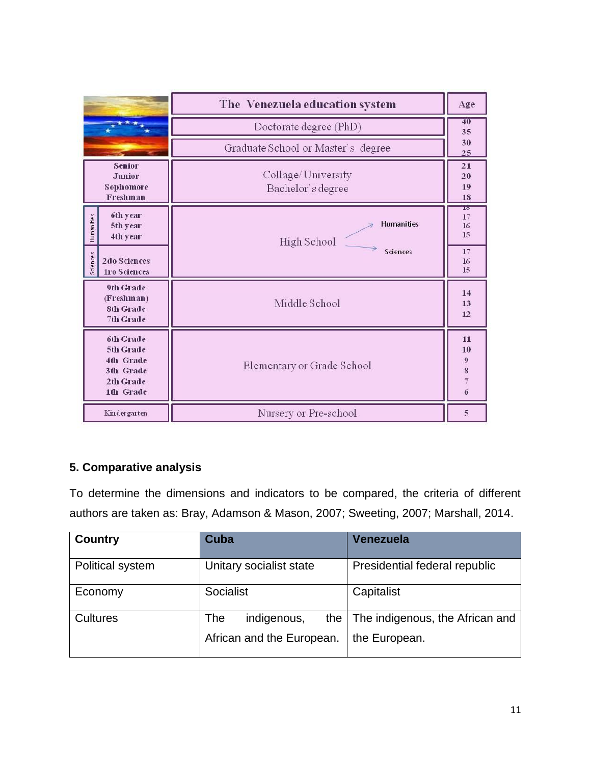| | The Venezuela education system | Age |
|---|---|---|
| | Doctorate degree (PhD) | 40<br>35 |
| | Graduate School or Master`s degree | 30<br>25 |
| Senior<br>Junior<br>Sophomore<br>Freshman | Collage/ University<br>Bachelor`s degree | 21<br>20<br>19<br>18 |
| Humanities: 6th year<br>5th year<br>4th year | High School → Humanities | 18<br>17<br>16<br>15 |
| Sciences: 2do Sciences<br>1ro Sciences | High School → Sciences | 17<br>16<br>15 |
| 9th Grade<br>(Freshman)<br>8th Grade<br>7th Grade | Middle School | 14<br>13<br>12 |
| 6th Grade<br>5th Grade<br>4th Grade<br>3th Grade<br>2th Grade<br>1th Grade | Elementary or Grade School | 11<br>10<br>9<br>8<br>7<br>6 |
| Kindergarten | Nursery or Pre-school | 5 |

**5. Comparative analysis**

To determine the dimensions and indicators to be compared, the criteria of different authors are taken as: Bray, Adamson & Mason, 2007; Sweeting, 2007; Marshall, 2014.

| Country | Cuba | Venezuela |
|---|---|---|
| Political system | Unitary socialist state | Presidential federal republic |
| Economy | Socialist | Capitalist |
| Cultures | The indigenous, the African and the European. | The indigenous, the African and the European. |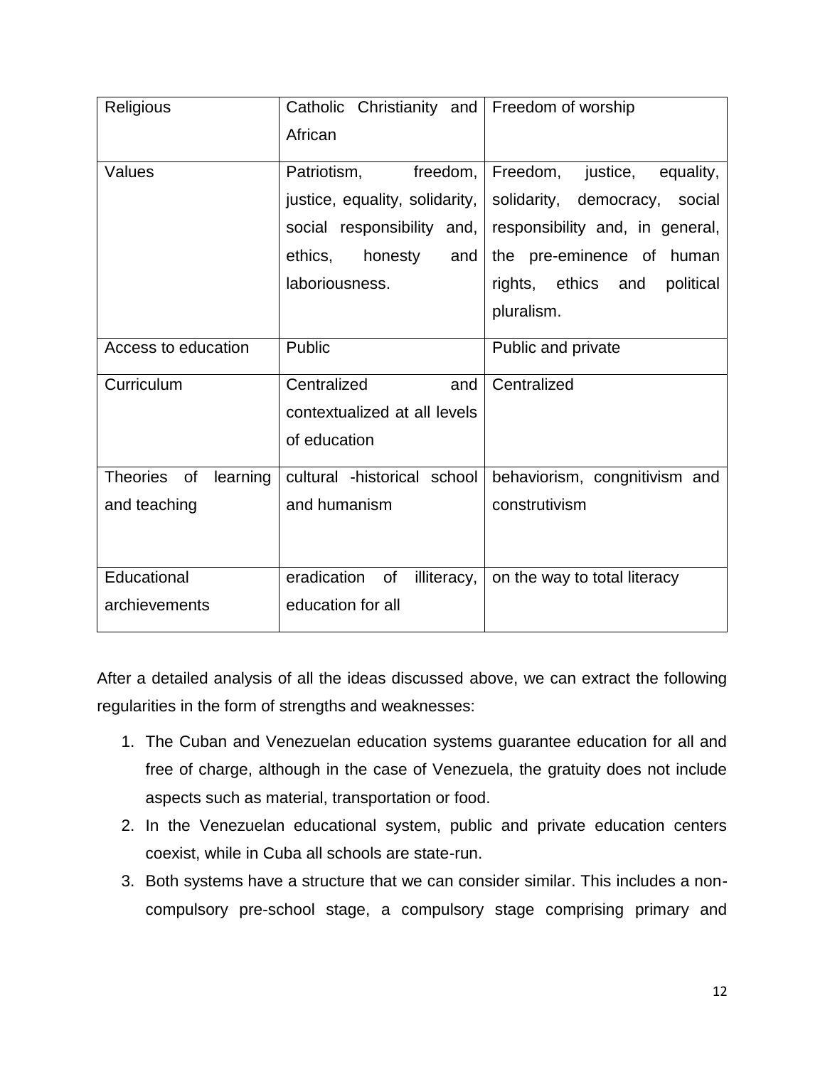| Religious | Catholic Christianity and African | Freedom of worship |
|---|---|---|
| Values | Patriotism, freedom, justice, equality, solidarity, social responsibility and, ethics, honesty and laboriousness. | Freedom, justice, equality, solidarity, democracy, social responsibility and, in general, the pre-eminence of human rights, ethics and political pluralism. |
| Access to education | Public | Public and private |
| Curriculum | Centralized and contextualized at all levels of education | Centralized |
| Theories of learning and teaching | cultural -historical school and humanism | behaviorism, congnitivism and construtivism |
| Educational archievements | eradication of illiteracy, education for all | on the way to total literacy |

After a detailed analysis of all the ideas discussed above, we can extract the following regularities in the form of strengths and weaknesses:

1. The Cuban and Venezuelan education systems guarantee education for all and free of charge, although in the case of Venezuela, the gratuity does not include aspects such as material, transportation or food.
2. In the Venezuelan educational system, public and private education centers coexist, while in Cuba all schools are state-run.
3. Both systems have a structure that we can consider similar. This includes a non-compulsory pre-school stage, a compulsory stage comprising primary and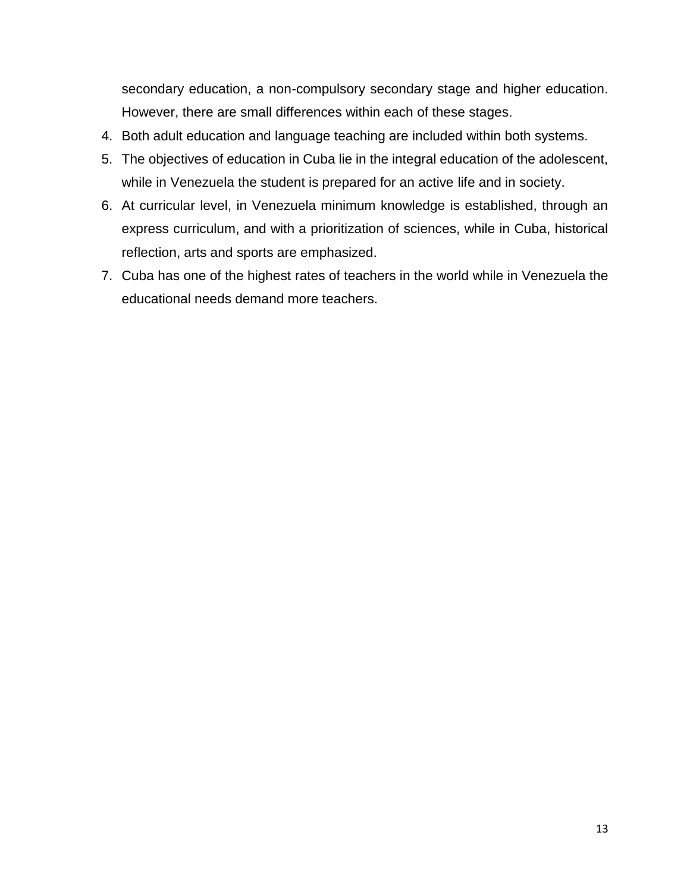secondary education, a non-compulsory secondary stage and higher education. However, there are small differences within each of these stages.

4. Both adult education and language teaching are included within both systems.
5. The objectives of education in Cuba lie in the integral education of the adolescent, while in Venezuela the student is prepared for an active life and in society.
6. At curricular level, in Venezuela minimum knowledge is established, through an express curriculum, and with a prioritization of sciences, while in Cuba, historical reflection, arts and sports are emphasized.
7. Cuba has one of the highest rates of teachers in the world while in Venezuela the educational needs demand more teachers.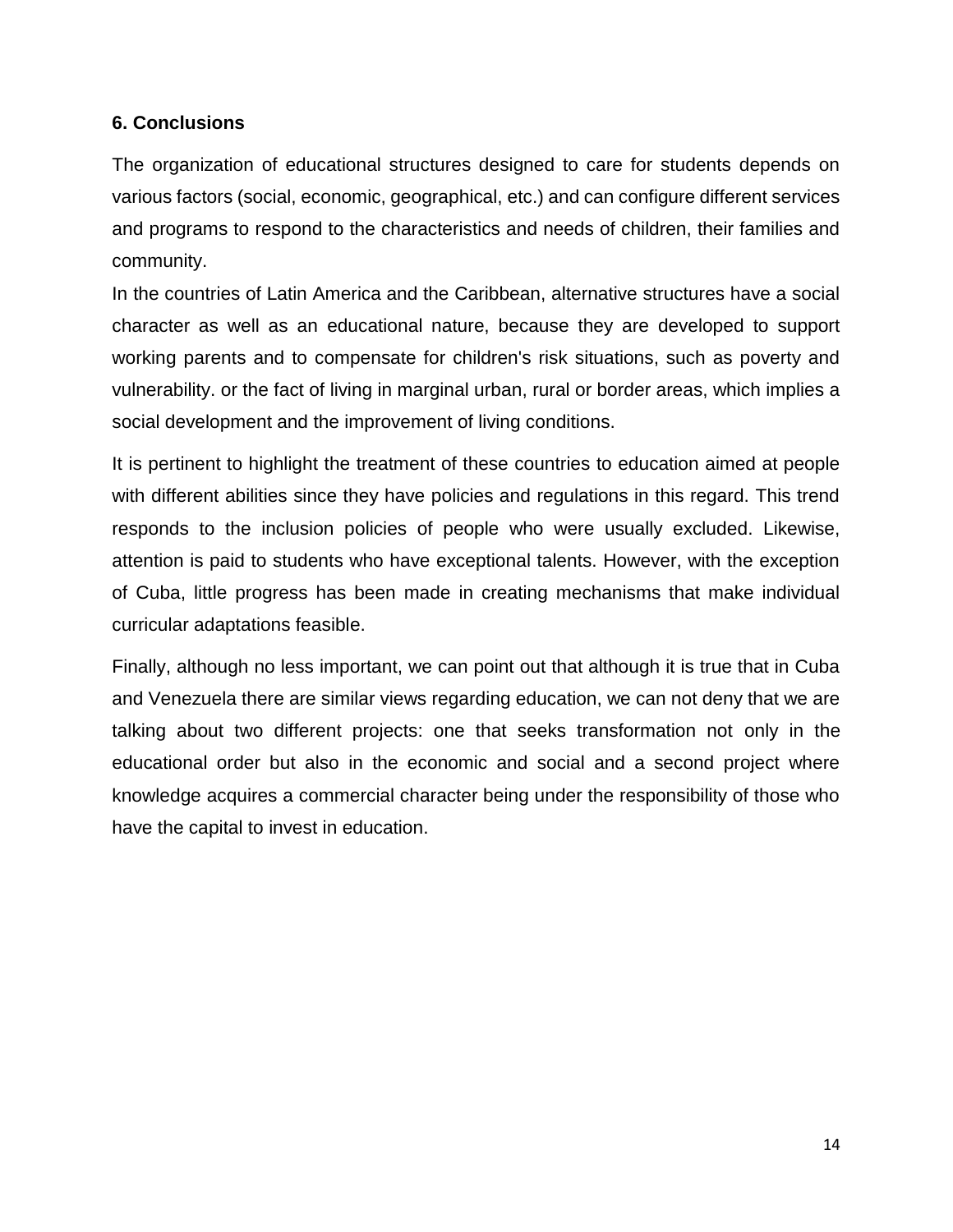## 6. Conclusions

The organization of educational structures designed to care for students depends on various factors (social, economic, geographical, etc.) and can configure different services and programs to respond to the characteristics and needs of children, their families and community.

In the countries of Latin America and the Caribbean, alternative structures have a social character as well as an educational nature, because they are developed to support working parents and to compensate for children's risk situations, such as poverty and vulnerability. or the fact of living in marginal urban, rural or border areas, which implies a social development and the improvement of living conditions.

It is pertinent to highlight the treatment of these countries to education aimed at people with different abilities since they have policies and regulations in this regard. This trend responds to the inclusion policies of people who were usually excluded. Likewise, attention is paid to students who have exceptional talents. However, with the exception of Cuba, little progress has been made in creating mechanisms that make individual curricular adaptations feasible.

Finally, although no less important, we can point out that although it is true that in Cuba and Venezuela there are similar views regarding education, we can not deny that we are talking about two different projects: one that seeks transformation not only in the educational order but also in the economic and social and a second project where knowledge acquires a commercial character being under the responsibility of those who have the capital to invest in education.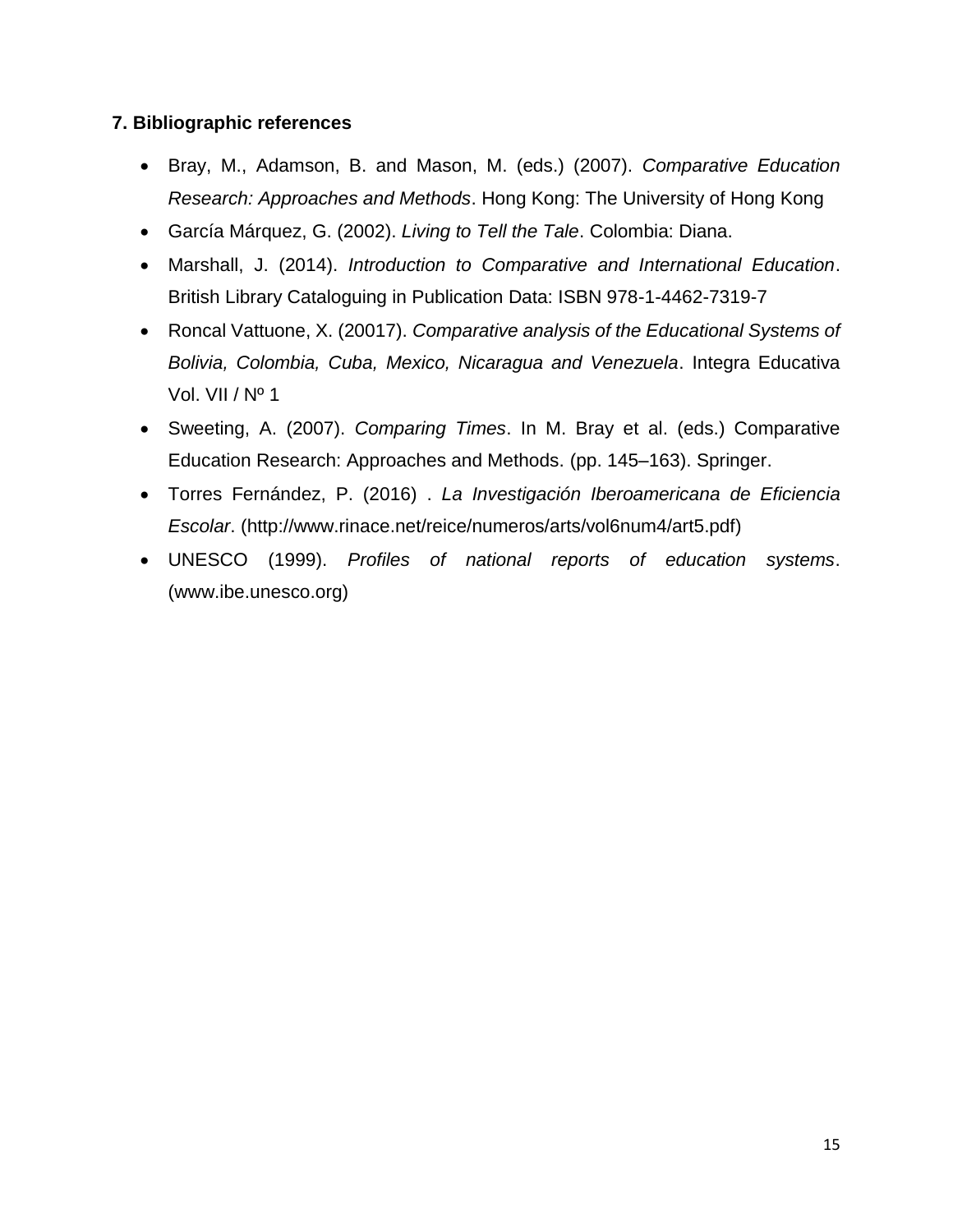## 7. Bibliographic references

- Bray, M., Adamson, B. and Mason, M. (eds.) (2007). *Comparative Education Research: Approaches and Methods*. Hong Kong: The University of Hong Kong
- García Márquez, G. (2002). *Living to Tell the Tale*. Colombia: Diana.
- Marshall, J. (2014). *Introduction to Comparative and International Education*. British Library Cataloguing in Publication Data: ISBN 978-1-4462-7319-7
- Roncal Vattuone, X. (20017). *Comparative analysis of the Educational Systems of Bolivia, Colombia, Cuba, Mexico, Nicaragua and Venezuela*. Integra Educativa Vol. VII / Nº 1
- Sweeting, A. (2007). *Comparing Times*. In M. Bray et al. (eds.) Comparative Education Research: Approaches and Methods. (pp. 145–163). Springer.
- Torres Fernández, P. (2016) . *La Investigación Iberoamericana de Eficiencia Escolar*. (http://www.rinace.net/reice/numeros/arts/vol6num4/art5.pdf)
- UNESCO (1999). *Profiles of national reports of education systems*. (www.ibe.unesco.org)